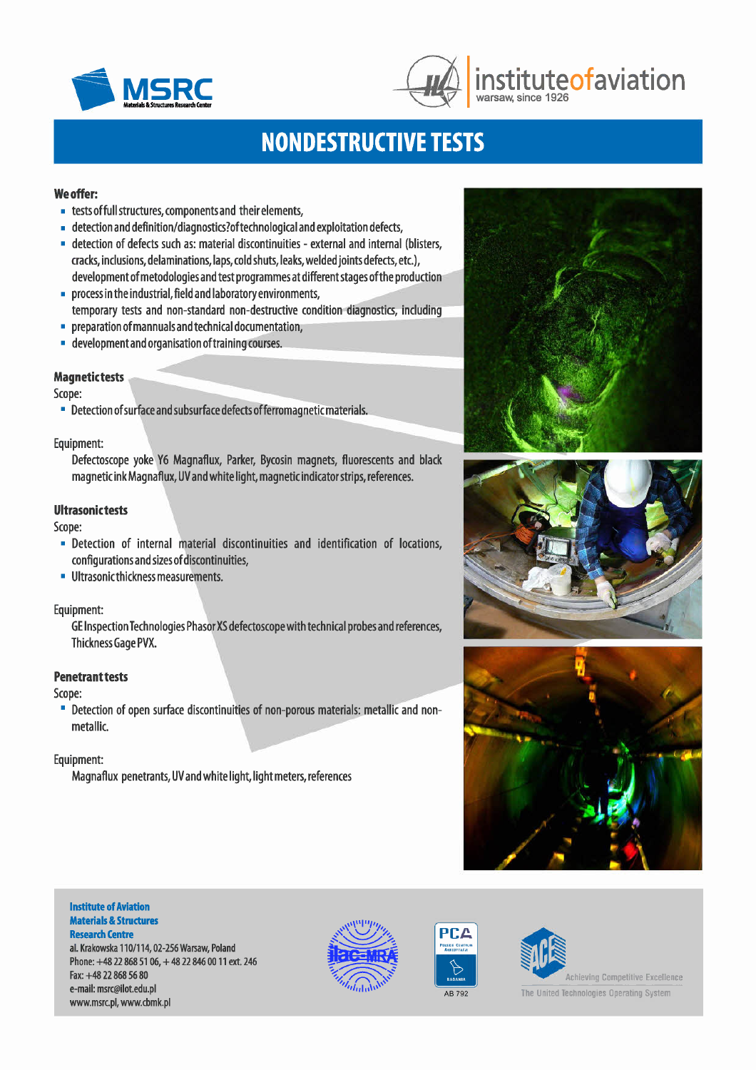MSRC
Materials & Structures Research Center

instituteofaviation
warsaw, since 1926

# NONDESTRUCTIVE TESTS

**We offer:**

- tests of full structures, components and their elements,
- detection and definition/diagnostics?of technological and exploitation defects,
- detection of defects such as: material discontinuities - external and internal (blisters, cracks, inclusions, delaminations, laps, cold shuts, leaks, welded joints defects, etc.), development of metodologies and test programmes at different stages of the production
- process in the industrial, field and laboratory environments, temporary tests and non-standard non-destructive condition diagnostics, including
- preparation of mannuals and technical documentation,
- development and organisation of training courses.

## Magnetic tests

Scope:

- Detection of surface and subsurface defects of ferromagnetic materials.

Equipment:

Defectoscope yoke Y6 Magnaflux, Parker, Bycosin magnets, fluorescents and black magnetic ink Magnaflux, UV and white light, magnetic indicator strips, references.

## Ultrasonic tests

Scope:

- Detection of internal material discontinuities and identification of locations, configurations and sizes of discontinuities,
- Ultrasonic thickness measurements.

Equipment:

GE Inspection Technologies Phasor XS defectoscope with technical probes and references, Thickness Gage PVX.

## Penetrant tests

Scope:

- Detection of open surface discontinuities of non-porous materials: metallic and non-metallic.

Equipment:

Magnaflux penetrants, UV and white light, light meters, references

**Institute of Aviation**
**Materials & Structures Research Centre**
al. Krakowska 110/114, 02-256 Warsaw, Poland
Phone: +48 22 868 51 06, + 48 22 846 00 11 ext. 246
Fax: +48 22 868 56 80
e-mail: msrc@ilot.edu.pl
www.msrc.pl, www.cbmk.pl

ilac-MRA

PCA AB 792

ACE Achieving Competitive Excellence
The United Technologies Operating System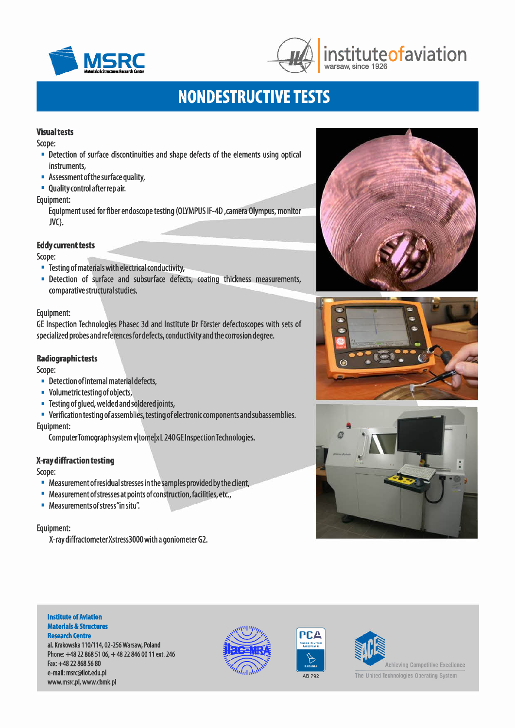MSRC
Materials & Structures Research Center

instituteofaviation
warsaw, since 1926

# NONDESTRUCTIVE TESTS

### Visual tests

Scope:

- Detection of surface discontinuities and shape defects of the elements using optical instruments,
- Assessment of the surface quality,
- Quality control after repair.

Equipment:

Equipment used for fiber endoscope testing (OLYMPUS IF-4D ,camera Olympus, monitor JVC).

### Eddy current tests

Scope:

- Testing of materials with electrical conductivity,
- Detection of surface and subsurface defects, coating thickness measurements, comparative structural studies.

Equipment:

GE Inspection Technologies Phasec 3d and Institute Dr Förster defectoscopes with sets of specialized probes and references for defects, conductivity and the corrosion degree.

### Radiographic tests

Scope:

- Detection of internal material defects,
- Volumetric testing of objects,
- Testing of glued, welded and soldered joints,
- Verification testing of assemblies, testing of electronic components and subassemblies.

Equipment:

Computer Tomograph system v|tome|x L 240 GE Inspection Technologies.

### X-ray diffraction testing

Scope:

- Measurement of residual stresses in the samples provided by the client,
- Measurement of stresses at points of construction, facilities, etc.,
- Measurements of stress "in situ".

Equipment:

X-ray diffractometer Xstress3000 with a goniometer G2.

**Institute of Aviation**
**Materials & Structures**
**Research Centre**
al. Krakowska 110/114, 02-256 Warsaw, Poland
Phone: +48 22 868 51 06, + 48 22 846 00 11 ext. 246
Fax: +48 22 868 56 80
e-mail: msrc@ilot.edu.pl
www.msrc.pl, www.cbmk.pl

ilac-MRA

PCA
AB 792

ACE
Achieving Competitive Excellence
The United Technologies Operating System